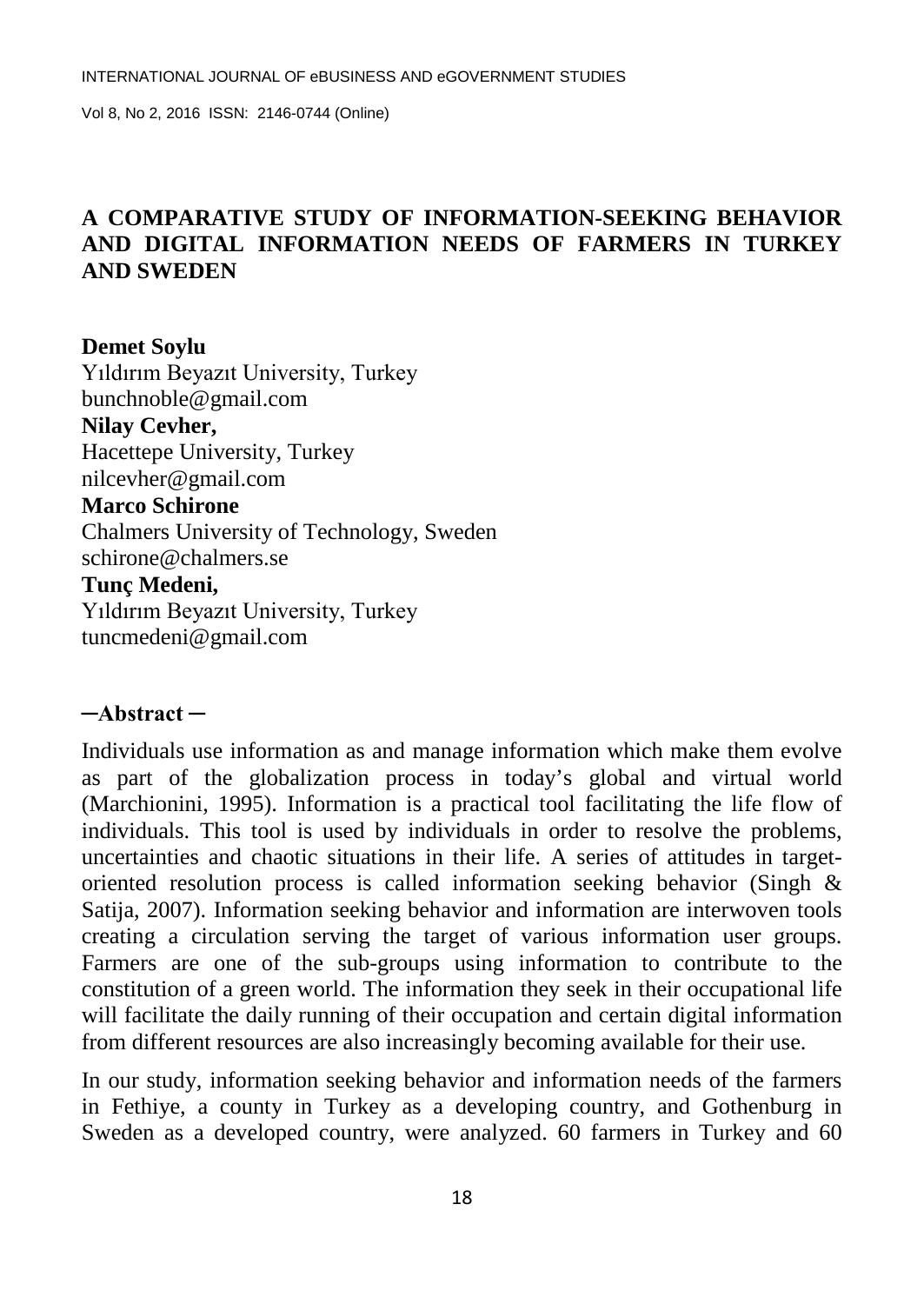# A COMPARATIVE STUDY OF INFORMATION-SEEKING BEHAVIOR AND DIGITAL INFORMATION NEEDS OF FARMERS IN TURKEY AND SWEDEN

**Demet Soylu**
Yıldırım Beyazıt University, Turkey
bunchnoble@gmail.com

**Nilay Cevher,**
Hacettepe University, Turkey
nilcevher@gmail.com

**Marco Schirone**
Chalmers University of Technology, Sweden
schirone@chalmers.se

**Tunç Medeni,**
Yıldırım Beyazıt University, Turkey
tuncmedeni@gmail.com

## ─Abstract ─

Individuals use information as and manage information which make them evolve as part of the globalization process in today's global and virtual world (Marchionini, 1995). Information is a practical tool facilitating the life flow of individuals. This tool is used by individuals in order to resolve the problems, uncertainties and chaotic situations in their life. A series of attitudes in target-oriented resolution process is called information seeking behavior (Singh & Satija, 2007). Information seeking behavior and information are interwoven tools creating a circulation serving the target of various information user groups. Farmers are one of the sub-groups using information to contribute to the constitution of a green world. The information they seek in their occupational life will facilitate the daily running of their occupation and certain digital information from different resources are also increasingly becoming available for their use.

In our study, information seeking behavior and information needs of the farmers in Fethiye, a county in Turkey as a developing country, and Gothenburg in Sweden as a developed country, were analyzed. 60 farmers in Turkey and 60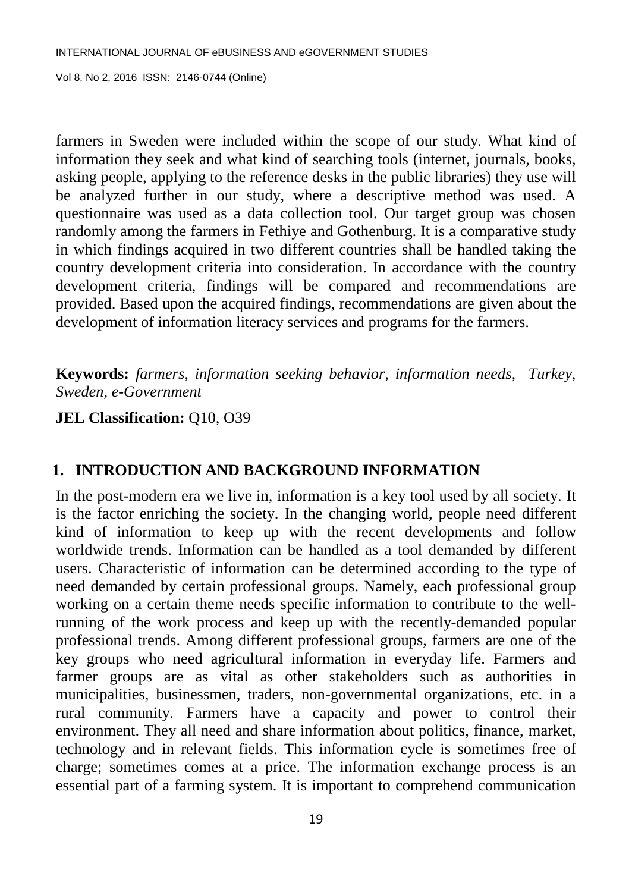farmers in Sweden were included within the scope of our study. What kind of information they seek and what kind of searching tools (internet, journals, books, asking people, applying to the reference desks in the public libraries) they use will be analyzed further in our study, where a descriptive method was used. A questionnaire was used as a data collection tool. Our target group was chosen randomly among the farmers in Fethiye and Gothenburg. It is a comparative study in which findings acquired in two different countries shall be handled taking the country development criteria into consideration. In accordance with the country development criteria, findings will be compared and recommendations are provided. Based upon the acquired findings, recommendations are given about the development of information literacy services and programs for the farmers.

**Keywords:** *farmers, information seeking behavior, information needs, Turkey, Sweden, e-Government*

**JEL Classification:** Q10, O39

## 1. INTRODUCTION AND BACKGROUND INFORMATION

In the post-modern era we live in, information is a key tool used by all society. It is the factor enriching the society. In the changing world, people need different kind of information to keep up with the recent developments and follow worldwide trends. Information can be handled as a tool demanded by different users. Characteristic of information can be determined according to the type of need demanded by certain professional groups. Namely, each professional group working on a certain theme needs specific information to contribute to the well-running of the work process and keep up with the recently-demanded popular professional trends. Among different professional groups, farmers are one of the key groups who need agricultural information in everyday life. Farmers and farmer groups are as vital as other stakeholders such as authorities in municipalities, businessmen, traders, non-governmental organizations, etc. in a rural community. Farmers have a capacity and power to control their environment. They all need and share information about politics, finance, market, technology and in relevant fields. This information cycle is sometimes free of charge; sometimes comes at a price. The information exchange process is an essential part of a farming system. It is important to comprehend communication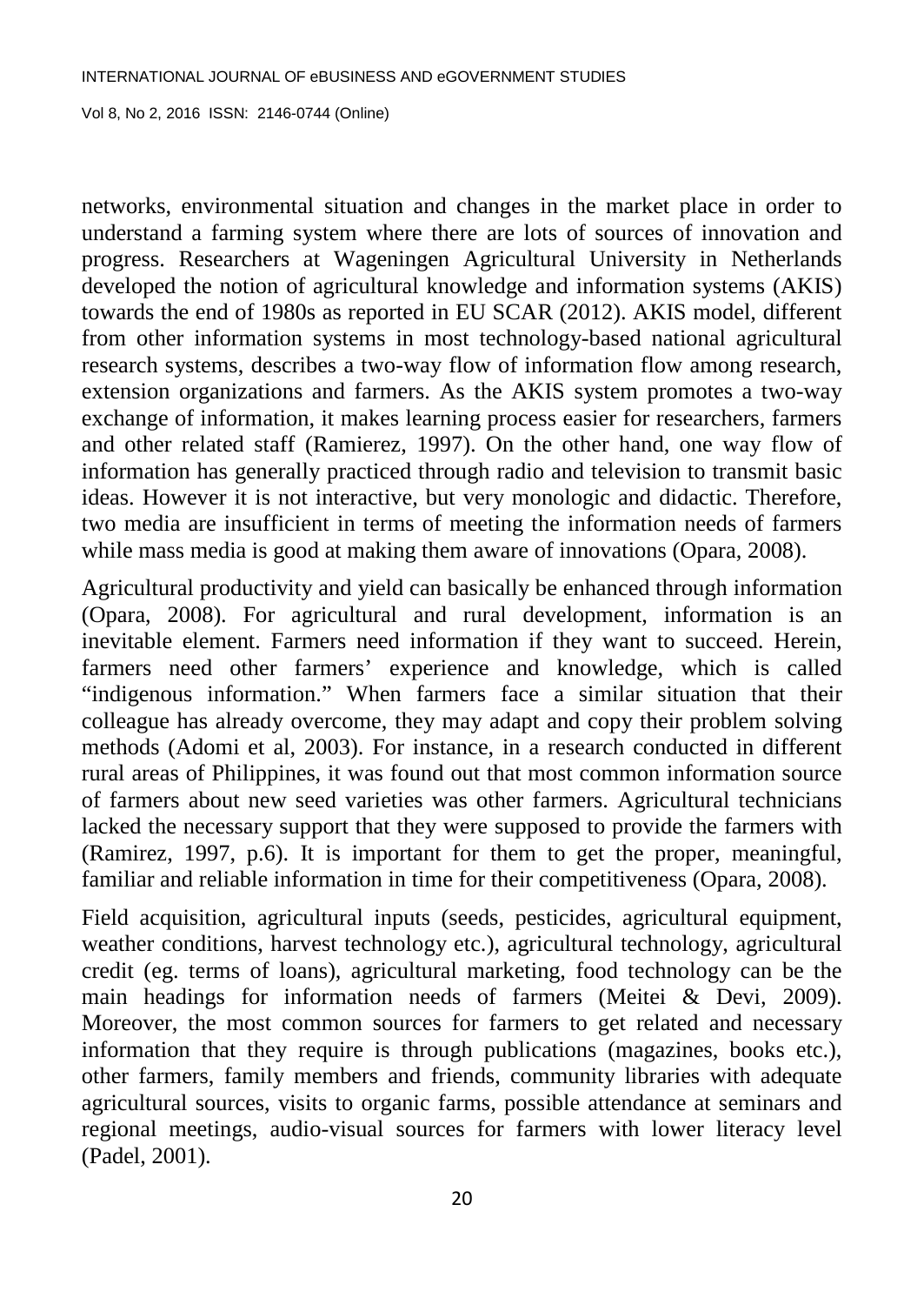networks, environmental situation and changes in the market place in order to understand a farming system where there are lots of sources of innovation and progress. Researchers at Wageningen Agricultural University in Netherlands developed the notion of agricultural knowledge and information systems (AKIS) towards the end of 1980s as reported in EU SCAR (2012). AKIS model, different from other information systems in most technology-based national agricultural research systems, describes a two-way flow of information flow among research, extension organizations and farmers. As the AKIS system promotes a two-way exchange of information, it makes learning process easier for researchers, farmers and other related staff (Ramierez, 1997). On the other hand, one way flow of information has generally practiced through radio and television to transmit basic ideas. However it is not interactive, but very monologic and didactic. Therefore, two media are insufficient in terms of meeting the information needs of farmers while mass media is good at making them aware of innovations (Opara, 2008).

Agricultural productivity and yield can basically be enhanced through information (Opara, 2008). For agricultural and rural development, information is an inevitable element. Farmers need information if they want to succeed. Herein, farmers need other farmers' experience and knowledge, which is called "indigenous information." When farmers face a similar situation that their colleague has already overcome, they may adapt and copy their problem solving methods (Adomi et al, 2003). For instance, in a research conducted in different rural areas of Philippines, it was found out that most common information source of farmers about new seed varieties was other farmers. Agricultural technicians lacked the necessary support that they were supposed to provide the farmers with (Ramirez, 1997, p.6). It is important for them to get the proper, meaningful, familiar and reliable information in time for their competitiveness (Opara, 2008).

Field acquisition, agricultural inputs (seeds, pesticides, agricultural equipment, weather conditions, harvest technology etc.), agricultural technology, agricultural credit (eg. terms of loans), agricultural marketing, food technology can be the main headings for information needs of farmers (Meitei & Devi, 2009). Moreover, the most common sources for farmers to get related and necessary information that they require is through publications (magazines, books etc.), other farmers, family members and friends, community libraries with adequate agricultural sources, visits to organic farms, possible attendance at seminars and regional meetings, audio-visual sources for farmers with lower literacy level (Padel, 2001).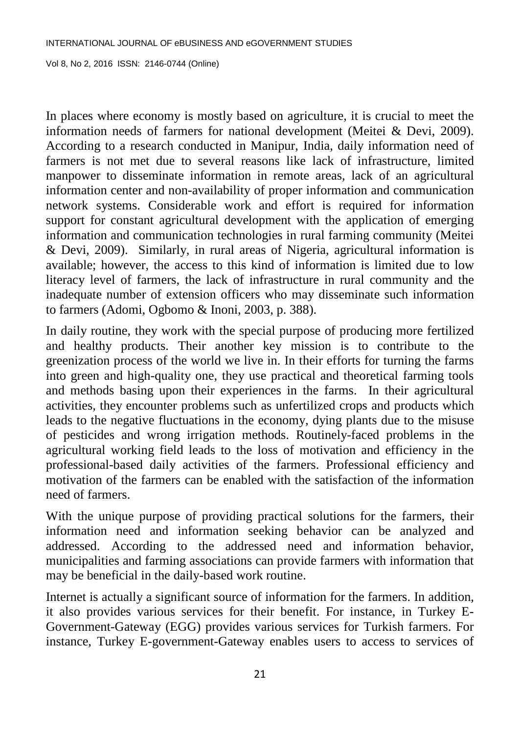In places where economy is mostly based on agriculture, it is crucial to meet the information needs of farmers for national development (Meitei & Devi, 2009). According to a research conducted in Manipur, India, daily information need of farmers is not met due to several reasons like lack of infrastructure, limited manpower to disseminate information in remote areas, lack of an agricultural information center and non-availability of proper information and communication network systems. Considerable work and effort is required for information support for constant agricultural development with the application of emerging information and communication technologies in rural farming community (Meitei & Devi, 2009). Similarly, in rural areas of Nigeria, agricultural information is available; however, the access to this kind of information is limited due to low literacy level of farmers, the lack of infrastructure in rural community and the inadequate number of extension officers who may disseminate such information to farmers (Adomi, Ogbomo & Inoni, 2003, p. 388).

In daily routine, they work with the special purpose of producing more fertilized and healthy products. Their another key mission is to contribute to the greenization process of the world we live in. In their efforts for turning the farms into green and high-quality one, they use practical and theoretical farming tools and methods basing upon their experiences in the farms. In their agricultural activities, they encounter problems such as unfertilized crops and products which leads to the negative fluctuations in the economy, dying plants due to the misuse of pesticides and wrong irrigation methods. Routinely-faced problems in the agricultural working field leads to the loss of motivation and efficiency in the professional-based daily activities of the farmers. Professional efficiency and motivation of the farmers can be enabled with the satisfaction of the information need of farmers.

With the unique purpose of providing practical solutions for the farmers, their information need and information seeking behavior can be analyzed and addressed. According to the addressed need and information behavior, municipalities and farming associations can provide farmers with information that may be beneficial in the daily-based work routine.

Internet is actually a significant source of information for the farmers. In addition, it also provides various services for their benefit. For instance, in Turkey E-Government-Gateway (EGG) provides various services for Turkish farmers. For instance, Turkey E-government-Gateway enables users to access to services of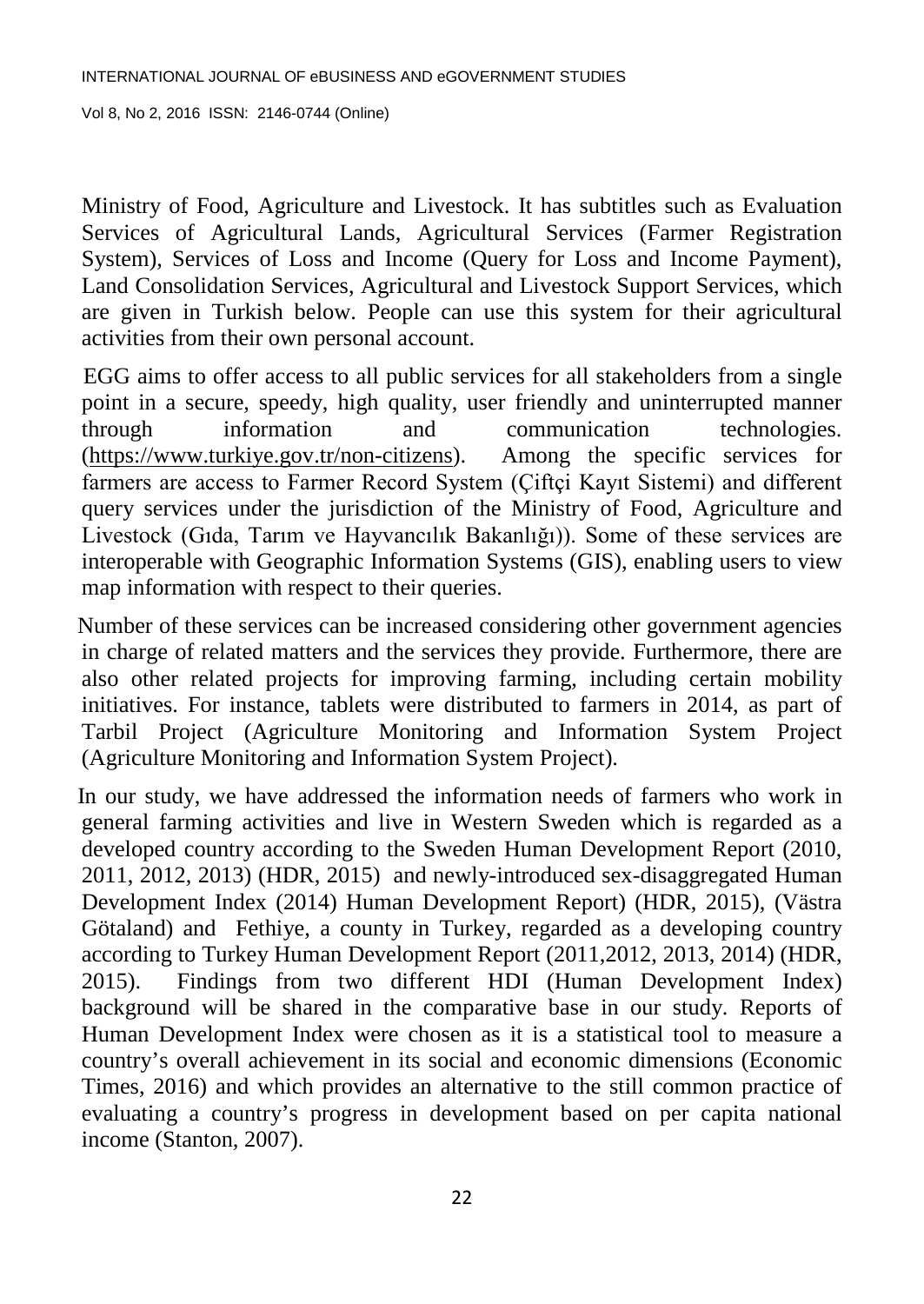Ministry of Food, Agriculture and Livestock. It has subtitles such as Evaluation Services of Agricultural Lands, Agricultural Services (Farmer Registration System), Services of Loss and Income (Query for Loss and Income Payment), Land Consolidation Services, Agricultural and Livestock Support Services, which are given in Turkish below. People can use this system for their agricultural activities from their own personal account.

EGG aims to offer access to all public services for all stakeholders from a single point in a secure, speedy, high quality, user friendly and uninterrupted manner through information and communication technologies. (https://www.turkiye.gov.tr/non-citizens). Among the specific services for farmers are access to Farmer Record System (Çiftçi Kayıt Sistemi) and different query services under the jurisdiction of the Ministry of Food, Agriculture and Livestock (Gıda, Tarım ve Hayvancılık Bakanlığı)). Some of these services are interoperable with Geographic Information Systems (GIS), enabling users to view map information with respect to their queries.

Number of these services can be increased considering other government agencies in charge of related matters and the services they provide. Furthermore, there are also other related projects for improving farming, including certain mobility initiatives. For instance, tablets were distributed to farmers in 2014, as part of Tarbil Project (Agriculture Monitoring and Information System Project (Agriculture Monitoring and Information System Project).

In our study, we have addressed the information needs of farmers who work in general farming activities and live in Western Sweden which is regarded as a developed country according to the Sweden Human Development Report (2010, 2011, 2012, 2013) (HDR, 2015) and newly-introduced sex-disaggregated Human Development Index (2014) Human Development Report) (HDR, 2015), (Västra Götaland) and Fethiye, a county in Turkey, regarded as a developing country according to Turkey Human Development Report (2011,2012, 2013, 2014) (HDR, 2015). Findings from two different HDI (Human Development Index) background will be shared in the comparative base in our study. Reports of Human Development Index were chosen as it is a statistical tool to measure a country's overall achievement in its social and economic dimensions (Economic Times, 2016) and which provides an alternative to the still common practice of evaluating a country's progress in development based on per capita national income (Stanton, 2007).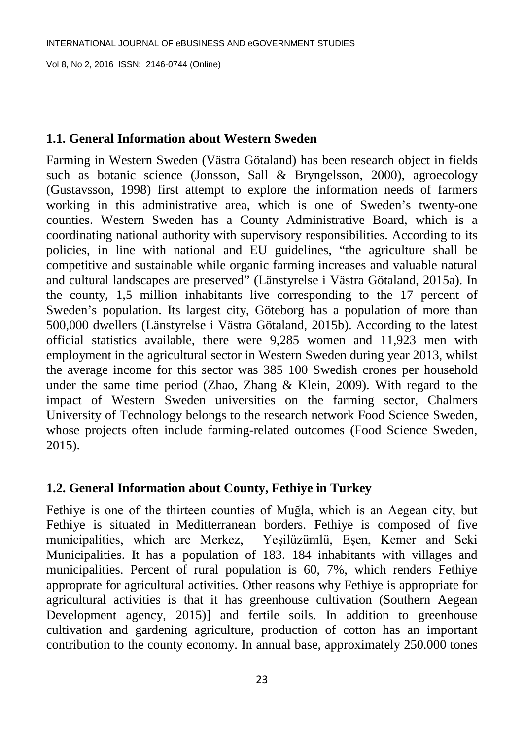## 1.1. General Information about Western Sweden

Farming in Western Sweden (Västra Götaland) has been research object in fields such as botanic science (Jonsson, Sall & Bryngelsson, 2000), agroecology (Gustavsson, 1998) first attempt to explore the information needs of farmers working in this administrative area, which is one of Sweden's twenty-one counties. Western Sweden has a County Administrative Board, which is a coordinating national authority with supervisory responsibilities. According to its policies, in line with national and EU guidelines, "the agriculture shall be competitive and sustainable while organic farming increases and valuable natural and cultural landscapes are preserved" (Länstyrelse i Västra Götaland, 2015a). In the county, 1,5 million inhabitants live corresponding to the 17 percent of Sweden's population. Its largest city, Göteborg has a population of more than 500,000 dwellers (Länstyrelse i Västra Götaland, 2015b). According to the latest official statistics available, there were 9,285 women and 11,923 men with employment in the agricultural sector in Western Sweden during year 2013, whilst the average income for this sector was 385 100 Swedish crones per household under the same time period (Zhao, Zhang & Klein, 2009). With regard to the impact of Western Sweden universities on the farming sector, Chalmers University of Technology belongs to the research network Food Science Sweden, whose projects often include farming-related outcomes (Food Science Sweden, 2015).

## 1.2. General Information about County, Fethiye in Turkey

Fethiye is one of the thirteen counties of Muğla, which is an Aegean city, but Fethiye is situated in Meditterranean borders. Fethiye is composed of five municipalities, which are Merkez, Yeşilüzümlü, Eşen, Kemer and Seki Municipalities. It has a population of 183. 184 inhabitants with villages and municipalities. Percent of rural population is 60, 7%, which renders Fethiye approprate for agricultural activities. Other reasons why Fethiye is appropriate for agricultural activities is that it has greenhouse cultivation (Southern Aegean Development agency, 2015)] and fertile soils. In addition to greenhouse cultivation and gardening agriculture, production of cotton has an important contribution to the county economy. In annual base, approximately 250.000 tones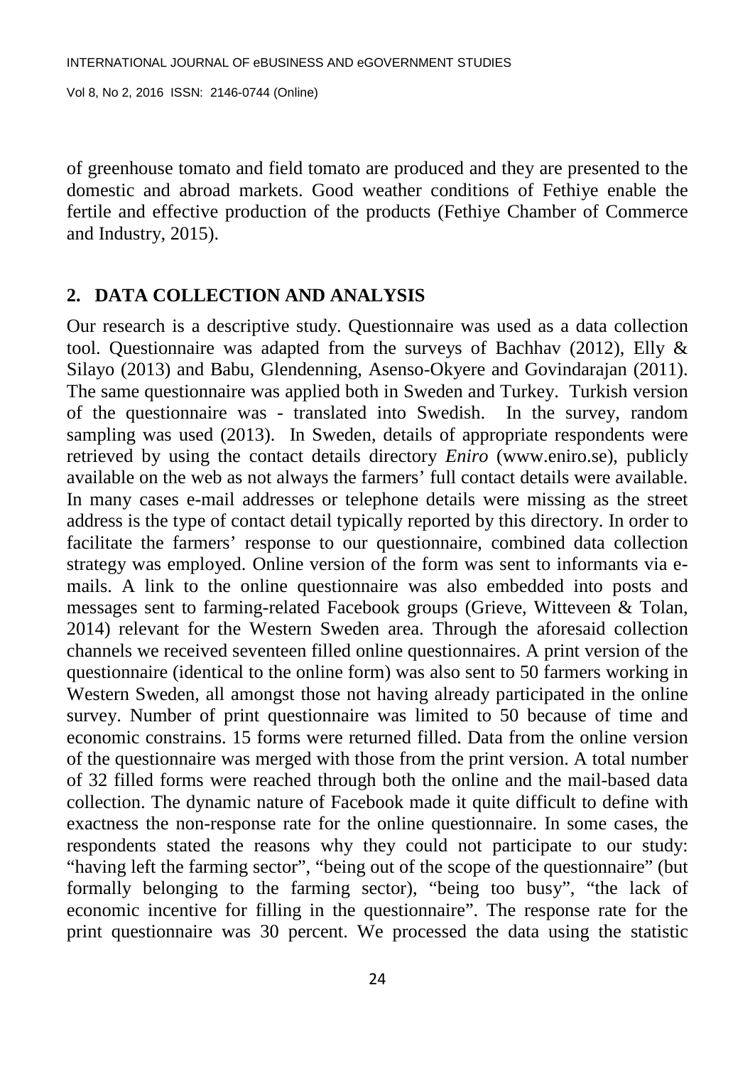of greenhouse tomato and field tomato are produced and they are presented to the domestic and abroad markets. Good weather conditions of Fethiye enable the fertile and effective production of the products (Fethiye Chamber of Commerce and Industry, 2015).

## 2. DATA COLLECTION AND ANALYSIS

Our research is a descriptive study. Questionnaire was used as a data collection tool. Questionnaire was adapted from the surveys of Bachhav (2012), Elly & Silayo (2013) and Babu, Glendenning, Asenso-Okyere and Govindarajan (2011). The same questionnaire was applied both in Sweden and Turkey. Turkish version of the questionnaire was - translated into Swedish. In the survey, random sampling was used (2013). In Sweden, details of appropriate respondents were retrieved by using the contact details directory *Eniro* (www.eniro.se), publicly available on the web as not always the farmers' full contact details were available. In many cases e-mail addresses or telephone details were missing as the street address is the type of contact detail typically reported by this directory. In order to facilitate the farmers' response to our questionnaire, combined data collection strategy was employed. Online version of the form was sent to informants via e-mails. A link to the online questionnaire was also embedded into posts and messages sent to farming-related Facebook groups (Grieve, Witteveen & Tolan, 2014) relevant for the Western Sweden area. Through the aforesaid collection channels we received seventeen filled online questionnaires. A print version of the questionnaire (identical to the online form) was also sent to 50 farmers working in Western Sweden, all amongst those not having already participated in the online survey. Number of print questionnaire was limited to 50 because of time and economic constrains. 15 forms were returned filled. Data from the online version of the questionnaire was merged with those from the print version. A total number of 32 filled forms were reached through both the online and the mail-based data collection. The dynamic nature of Facebook made it quite difficult to define with exactness the non-response rate for the online questionnaire. In some cases, the respondents stated the reasons why they could not participate to our study: "having left the farming sector", "being out of the scope of the questionnaire" (but formally belonging to the farming sector), "being too busy", "the lack of economic incentive for filling in the questionnaire". The response rate for the print questionnaire was 30 percent. We processed the data using the statistic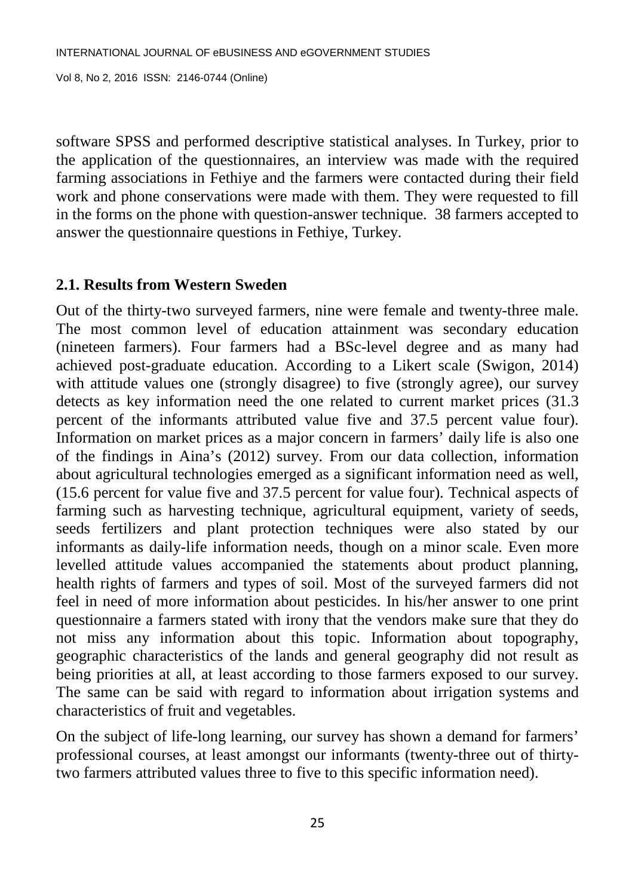software SPSS and performed descriptive statistical analyses. In Turkey, prior to the application of the questionnaires, an interview was made with the required farming associations in Fethiye and the farmers were contacted during their field work and phone conservations were made with them. They were requested to fill in the forms on the phone with question-answer technique. 38 farmers accepted to answer the questionnaire questions in Fethiye, Turkey.

## 2.1. Results from Western Sweden

Out of the thirty-two surveyed farmers, nine were female and twenty-three male. The most common level of education attainment was secondary education (nineteen farmers). Four farmers had a BSc-level degree and as many had achieved post-graduate education. According to a Likert scale (Swigon, 2014) with attitude values one (strongly disagree) to five (strongly agree), our survey detects as key information need the one related to current market prices (31.3 percent of the informants attributed value five and 37.5 percent value four). Information on market prices as a major concern in farmers' daily life is also one of the findings in Aina's (2012) survey. From our data collection, information about agricultural technologies emerged as a significant information need as well, (15.6 percent for value five and 37.5 percent for value four). Technical aspects of farming such as harvesting technique, agricultural equipment, variety of seeds, seeds fertilizers and plant protection techniques were also stated by our informants as daily-life information needs, though on a minor scale. Even more levelled attitude values accompanied the statements about product planning, health rights of farmers and types of soil. Most of the surveyed farmers did not feel in need of more information about pesticides. In his/her answer to one print questionnaire a farmers stated with irony that the vendors make sure that they do not miss any information about this topic. Information about topography, geographic characteristics of the lands and general geography did not result as being priorities at all, at least according to those farmers exposed to our survey. The same can be said with regard to information about irrigation systems and characteristics of fruit and vegetables.

On the subject of life-long learning, our survey has shown a demand for farmers' professional courses, at least amongst our informants (twenty-three out of thirty-two farmers attributed values three to five to this specific information need).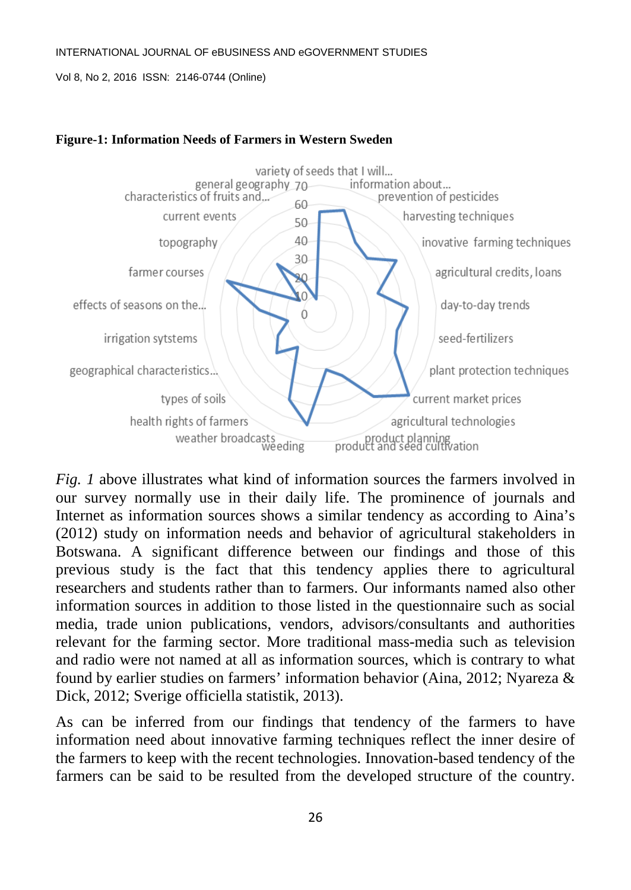**Figure-1: Information Needs of Farmers in Western Sweden**

*Fig. 1* above illustrates what kind of information sources the farmers involved in our survey normally use in their daily life. The prominence of journals and Internet as information sources shows a similar tendency as according to Aina's (2012) study on information needs and behavior of agricultural stakeholders in Botswana. A significant difference between our findings and those of this previous study is the fact that this tendency applies there to agricultural researchers and students rather than to farmers. Our informants named also other information sources in addition to those listed in the questionnaire such as social media, trade union publications, vendors, advisors/consultants and authorities relevant for the farming sector. More traditional mass-media such as television and radio were not named at all as information sources, which is contrary to what found by earlier studies on farmers' information behavior (Aina, 2012; Nyareza & Dick, 2012; Sverige officiella statistik, 2013).

As can be inferred from our findings that tendency of the farmers to have information need about innovative farming techniques reflect the inner desire of the farmers to keep with the recent technologies. Innovation-based tendency of the farmers can be said to be resulted from the developed structure of the country.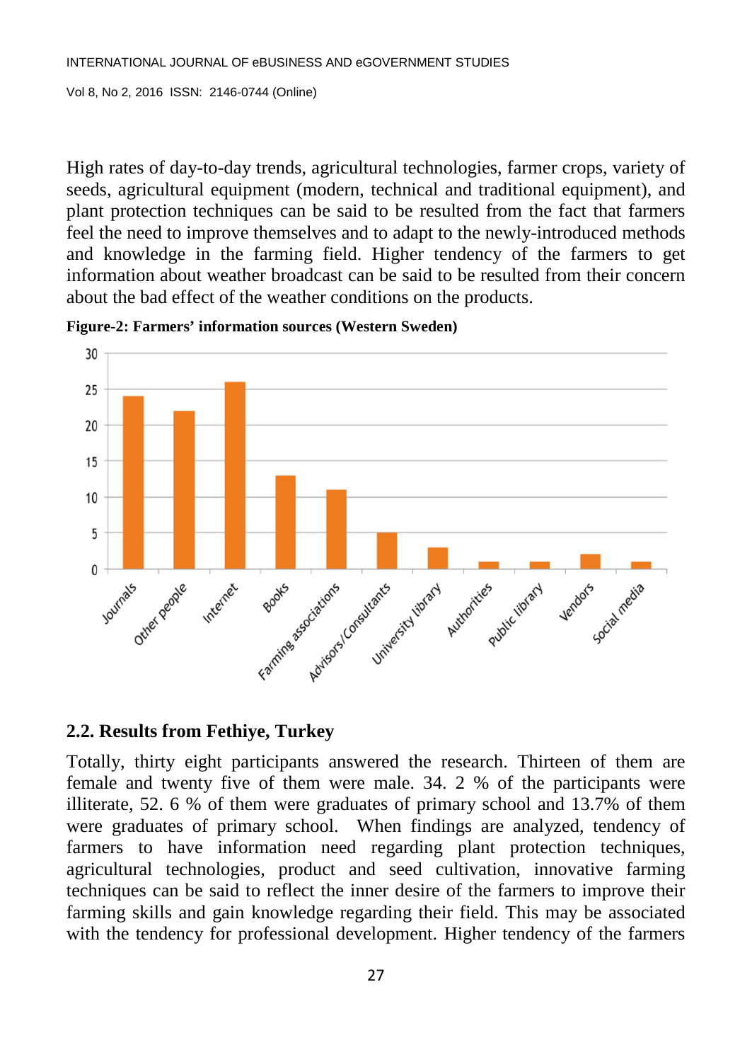High rates of day-to-day trends, agricultural technologies, farmer crops, variety of seeds, agricultural equipment (modern, technical and traditional equipment), and plant protection techniques can be said to be resulted from the fact that farmers feel the need to improve themselves and to adapt to the newly-introduced methods and knowledge in the farming field. Higher tendency of the farmers to get information about weather broadcast can be said to be resulted from their concern about the bad effect of the weather conditions on the products.

**Figure-2: Farmers' information sources (Western Sweden)**

| Source | Value |
|---|---|
| Journals | 24 |
| Other people | 22 |
| Internet | 26 |
| Books | 13 |
| Farming associations | 11 |
| Advisors/Consultants | 5 |
| University library | 3 |
| Authorities | 1 |
| Public library | 1 |
| Vendors | 2 |
| Social media | 1 |

## 2.2. Results from Fethiye, Turkey

Totally, thirty eight participants answered the research. Thirteen of them are female and twenty five of them were male. 34. 2 % of the participants were illiterate, 52. 6 % of them were graduates of primary school and 13.7% of them were graduates of primary school. When findings are analyzed, tendency of farmers to have information need regarding plant protection techniques, agricultural technologies, product and seed cultivation, innovative farming techniques can be said to reflect the inner desire of the farmers to improve their farming skills and gain knowledge regarding their field. This may be associated with the tendency for professional development. Higher tendency of the farmers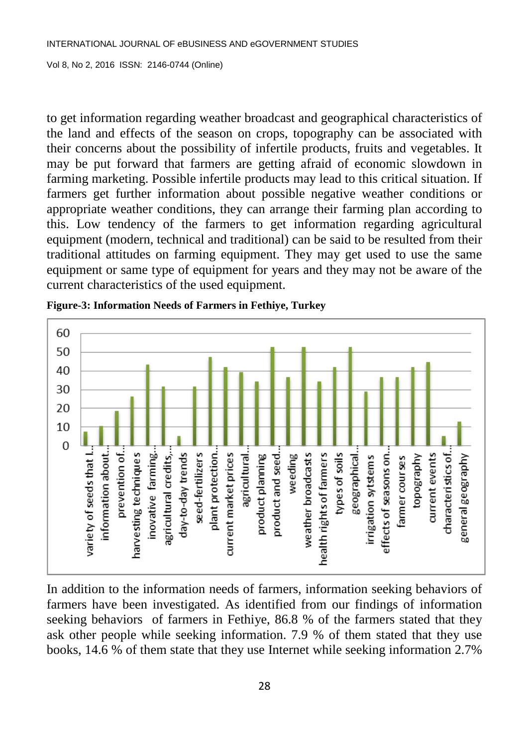to get information regarding weather broadcast and geographical characteristics of the land and effects of the season on crops, topography can be associated with their concerns about the possibility of infertile products, fruits and vegetables. It may be put forward that farmers are getting afraid of economic slowdown in farming marketing. Possible infertile products may lead to this critical situation. If farmers get further information about possible negative weather conditions or appropriate weather conditions, they can arrange their farming plan according to this. Low tendency of the farmers to get information regarding agricultural equipment (modern, technical and traditional) can be said to be resulted from their traditional attitudes on farming equipment. They may get used to use the same equipment or same type of equipment for years and they may not be aware of the current characteristics of the used equipment.

**Figure-3: Information Needs of Farmers in Fethiye, Turkey**

In addition to the information needs of farmers, information seeking behaviors of farmers have been investigated. As identified from our findings of information seeking behaviors of farmers in Fethiye, 86.8 % of the farmers stated that they ask other people while seeking information. 7.9 % of them stated that they use books, 14.6 % of them state that they use Internet while seeking information 2.7%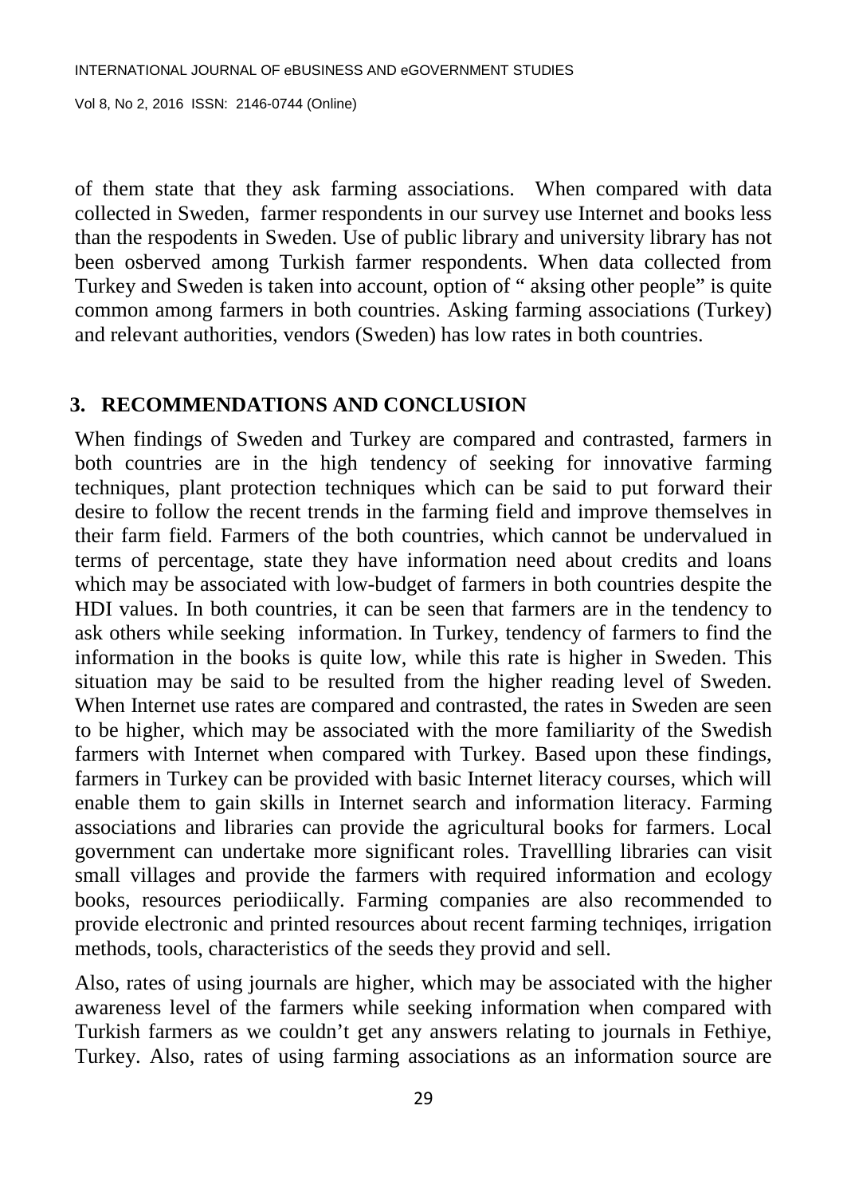of them state that they ask farming associations. When compared with data collected in Sweden, farmer respondents in our survey use Internet and books less than the respodents in Sweden. Use of public library and university library has not been osberved among Turkish farmer respondents. When data collected from Turkey and Sweden is taken into account, option of " aksing other people" is quite common among farmers in both countries. Asking farming associations (Turkey) and relevant authorities, vendors (Sweden) has low rates in both countries.

## 3. RECOMMENDATIONS AND CONCLUSION

When findings of Sweden and Turkey are compared and contrasted, farmers in both countries are in the high tendency of seeking for innovative farming techniques, plant protection techniques which can be said to put forward their desire to follow the recent trends in the farming field and improve themselves in their farm field. Farmers of the both countries, which cannot be undervalued in terms of percentage, state they have information need about credits and loans which may be associated with low-budget of farmers in both countries despite the HDI values. In both countries, it can be seen that farmers are in the tendency to ask others while seeking information. In Turkey, tendency of farmers to find the information in the books is quite low, while this rate is higher in Sweden. This situation may be said to be resulted from the higher reading level of Sweden. When Internet use rates are compared and contrasted, the rates in Sweden are seen to be higher, which may be associated with the more familiarity of the Swedish farmers with Internet when compared with Turkey. Based upon these findings, farmers in Turkey can be provided with basic Internet literacy courses, which will enable them to gain skills in Internet search and information literacy. Farming associations and libraries can provide the agricultural books for farmers. Local government can undertake more significant roles. Travellling libraries can visit small villages and provide the farmers with required information and ecology books, resources periodiically. Farming companies are also recommended to provide electronic and printed resources about recent farming techniqes, irrigation methods, tools, characteristics of the seeds they provid and sell.

Also, rates of using journals are higher, which may be associated with the higher awareness level of the farmers while seeking information when compared with Turkish farmers as we couldn't get any answers relating to journals in Fethiye, Turkey. Also, rates of using farming associations as an information source are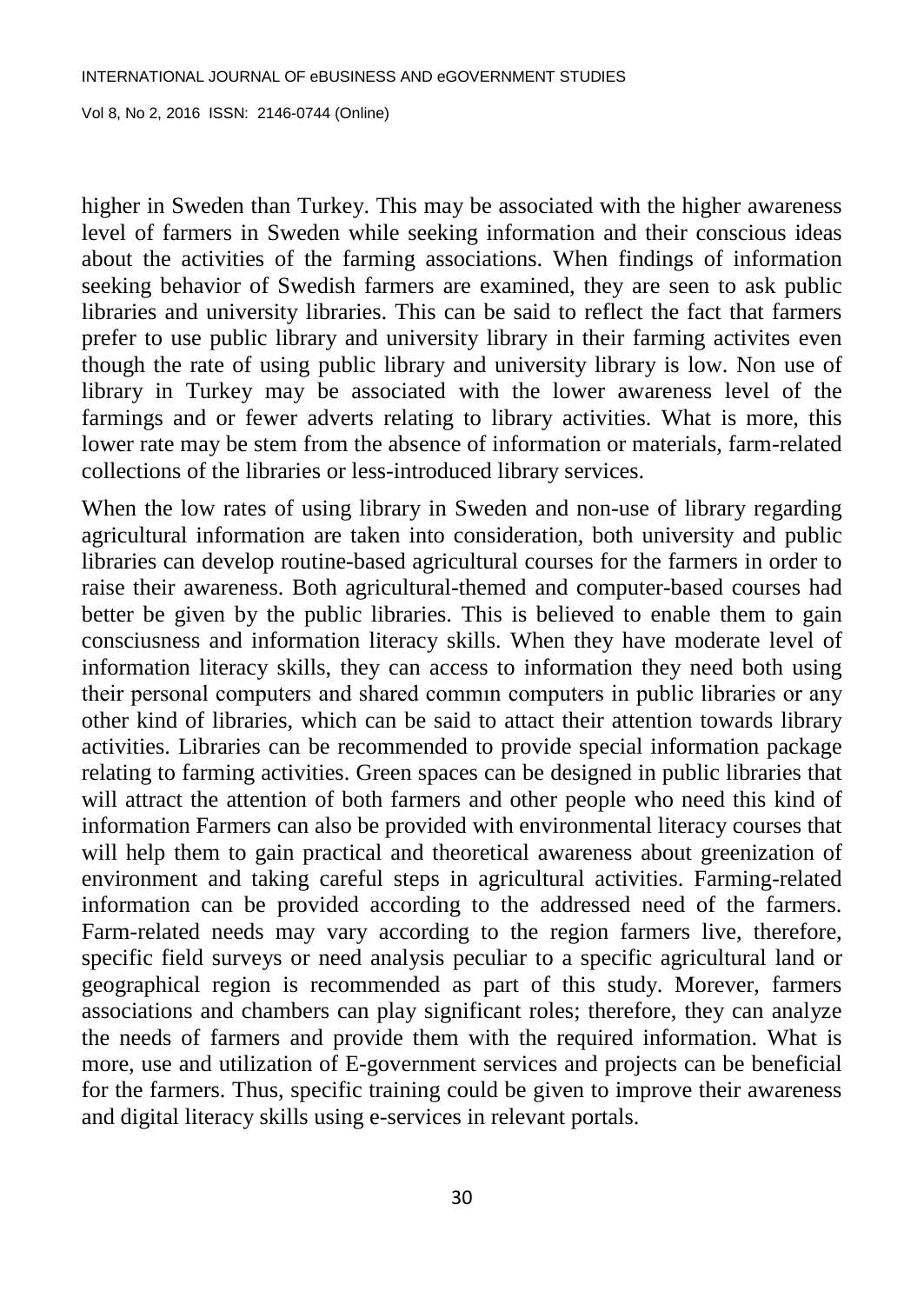higher in Sweden than Turkey. This may be associated with the higher awareness level of farmers in Sweden while seeking information and their conscious ideas about the activities of the farming associations. When findings of information seeking behavior of Swedish farmers are examined, they are seen to ask public libraries and university libraries. This can be said to reflect the fact that farmers prefer to use public library and university library in their farming activites even though the rate of using public library and university library is low. Non use of library in Turkey may be associated with the lower awareness level of the farmings and or fewer adverts relating to library activities. What is more, this lower rate may be stem from the absence of information or materials, farm-related collections of the libraries or less-introduced library services.

When the low rates of using library in Sweden and non-use of library regarding agricultural information are taken into consideration, both university and public libraries can develop routine-based agricultural courses for the farmers in order to raise their awareness. Both agricultural-themed and computer-based courses had better be given by the public libraries. This is believed to enable them to gain consciusness and information literacy skills. When they have moderate level of information literacy skills, they can access to information they need both using their personal computers and shared commın computers in public libraries or any other kind of libraries, which can be said to attact their attention towards library activities. Libraries can be recommended to provide special information package relating to farming activities. Green spaces can be designed in public libraries that will attract the attention of both farmers and other people who need this kind of information Farmers can also be provided with environmental literacy courses that will help them to gain practical and theoretical awareness about greenization of environment and taking careful steps in agricultural activities. Farming-related information can be provided according to the addressed need of the farmers. Farm-related needs may vary according to the region farmers live, therefore, specific field surveys or need analysis peculiar to a specific agricultural land or geographical region is recommended as part of this study. Morever, farmers associations and chambers can play significant roles; therefore, they can analyze the needs of farmers and provide them with the required information. What is more, use and utilization of E-government services and projects can be beneficial for the farmers. Thus, specific training could be given to improve their awareness and digital literacy skills using e-services in relevant portals.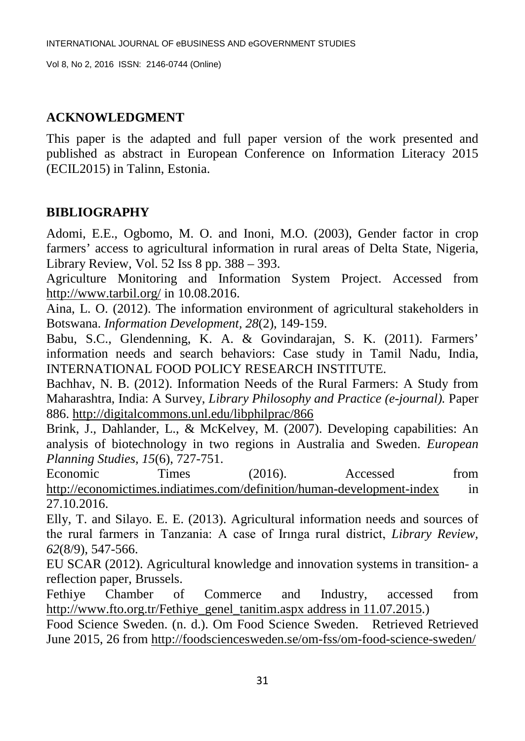## ACKNOWLEDGMENT

This paper is the adapted and full paper version of the work presented and published as abstract in European Conference on Information Literacy 2015 (ECIL2015) in Talinn, Estonia.

## BIBLIOGRAPHY

Adomi, E.E., Ogbomo, M. O. and Inoni, M.O. (2003), Gender factor in crop farmers' access to agricultural information in rural areas of Delta State, Nigeria, Library Review, Vol. 52 Iss 8 pp. 388 – 393.

Agriculture Monitoring and Information System Project. Accessed from http://www.tarbil.org/ in 10.08.2016.

Aina, L. O. (2012). The information environment of agricultural stakeholders in Botswana. *Information Development, 28*(2), 149-159.

Babu, S.C., Glendenning, K. A. & Govindarajan, S. K. (2011). Farmers' information needs and search behaviors: Case study in Tamil Nadu, India, INTERNATIONAL FOOD POLICY RESEARCH INSTITUTE.

Bachhav, N. B. (2012). Information Needs of the Rural Farmers: A Study from Maharashtra, India: A Survey, *Library Philosophy and Practice (e-journal).* Paper 886. http://digitalcommons.unl.edu/libphilprac/866

Brink, J., Dahlander, L., & McKelvey, M. (2007). Developing capabilities: An analysis of biotechnology in two regions in Australia and Sweden. *European Planning Studies, 15*(6), 727-751.

Economic Times (2016). Accessed from http://economictimes.indiatimes.com/definition/human-development-index in 27.10.2016.

Elly, T. and Silayo. E. E. (2013). Agricultural information needs and sources of the rural farmers in Tanzania: A case of Irınga rural district, *Library Review, 62*(8/9), 547-566.

EU SCAR (2012). Agricultural knowledge and innovation systems in transition- a reflection paper, Brussels.

Fethiye Chamber of Commerce and Industry, accessed from http://www.fto.org.tr/Fethiye_genel_tanitim.aspx address in 11.07.2015.)

Food Science Sweden. (n. d.). Om Food Science Sweden. Retrieved Retrieved June 2015, 26 from http://foodsciencesweden.se/om-fss/om-food-science-sweden/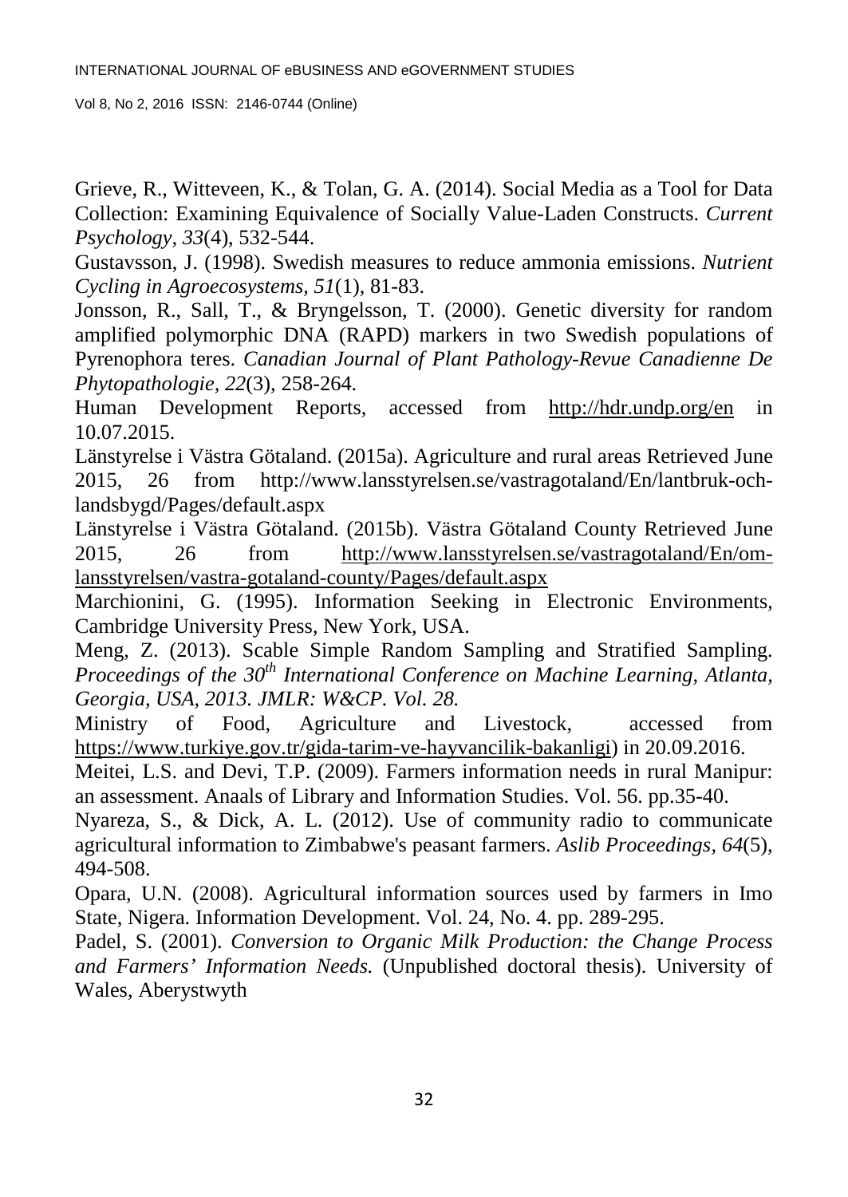Grieve, R., Witteveen, K., & Tolan, G. A. (2014). Social Media as a Tool for Data Collection: Examining Equivalence of Socially Value-Laden Constructs. *Current Psychology, 33*(4), 532-544.

Gustavsson, J. (1998). Swedish measures to reduce ammonia emissions. *Nutrient Cycling in Agroecosystems, 51*(1), 81-83.

Jonsson, R., Sall, T., & Bryngelsson, T. (2000). Genetic diversity for random amplified polymorphic DNA (RAPD) markers in two Swedish populations of Pyrenophora teres. *Canadian Journal of Plant Pathology-Revue Canadienne De Phytopathologie, 22*(3), 258-264.

Human Development Reports, accessed from http://hdr.undp.org/en in 10.07.2015.

Länstyrelse i Västra Götaland. (2015a). Agriculture and rural areas Retrieved June 2015, 26 from http://www.lansstyrelsen.se/vastragotaland/En/lantbruk-och-landsbygd/Pages/default.aspx

Länstyrelse i Västra Götaland. (2015b). Västra Götaland County Retrieved June 2015, 26 from http://www.lansstyrelsen.se/vastragotaland/En/om-lansstyrelsen/vastra-gotaland-county/Pages/default.aspx

Marchionini, G. (1995). Information Seeking in Electronic Environments, Cambridge University Press, New York, USA.

Meng, Z. (2013). Scable Simple Random Sampling and Stratified Sampling. *Proceedings of the 30th International Conference on Machine Learning, Atlanta, Georgia, USA, 2013. JMLR: W&CP. Vol. 28.*

Ministry of Food, Agriculture and Livestock, accessed from https://www.turkiye.gov.tr/gida-tarim-ve-hayvancilik-bakanligi) in 20.09.2016.

Meitei, L.S. and Devi, T.P. (2009). Farmers information needs in rural Manipur: an assessment. Anaals of Library and Information Studies. Vol. 56. pp.35-40.

Nyareza, S., & Dick, A. L. (2012). Use of community radio to communicate agricultural information to Zimbabwe's peasant farmers. *Aslib Proceedings, 64*(5), 494-508.

Opara, U.N. (2008). Agricultural information sources used by farmers in Imo State, Nigera. Information Development. Vol. 24, No. 4. pp. 289-295.

Padel, S. (2001). *Conversion to Organic Milk Production: the Change Process and Farmers' Information Needs.* (Unpublished doctoral thesis). University of Wales, Aberystwyth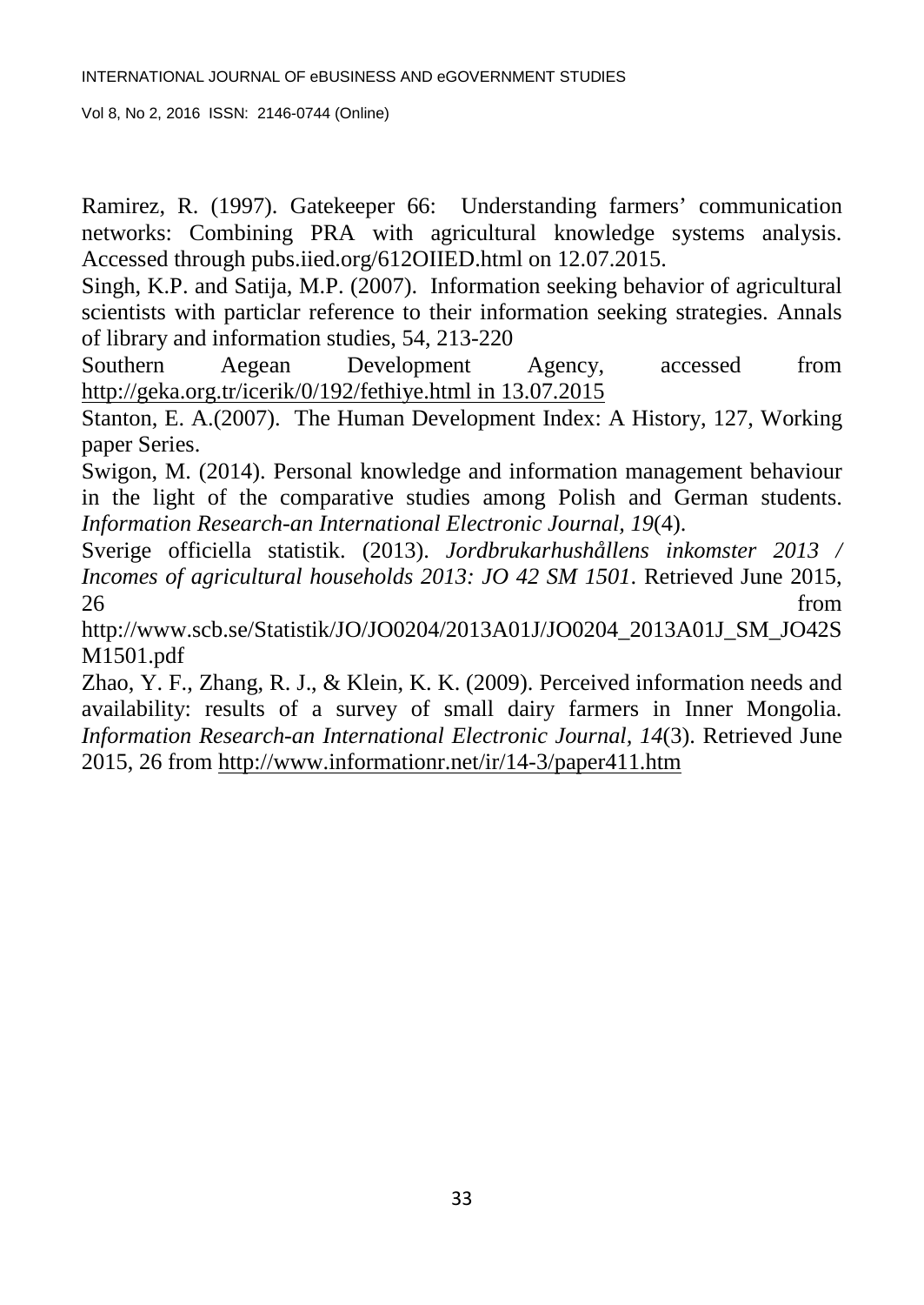Ramirez, R. (1997). Gatekeeper 66: Understanding farmers' communication networks: Combining PRA with agricultural knowledge systems analysis. Accessed through pubs.iied.org/612OIIED.html on 12.07.2015.

Singh, K.P. and Satija, M.P. (2007). Information seeking behavior of agricultural scientists with particlar reference to their information seeking strategies. Annals of library and information studies, 54, 213-220

Southern Aegean Development Agency, accessed from http://geka.org.tr/icerik/0/192/fethiye.html in 13.07.2015

Stanton, E. A.(2007). The Human Development Index: A History, 127, Working paper Series.

Swigon, M. (2014). Personal knowledge and information management behaviour in the light of the comparative studies among Polish and German students. *Information Research-an International Electronic Journal*, *19*(4).

Sverige officiella statistik. (2013). *Jordbrukarhushållens inkomster 2013 / Incomes of agricultural households 2013: JO 42 SM 1501*. Retrieved June 2015, 26 from http://www.scb.se/Statistik/JO/JO0204/2013A01J/JO0204_2013A01J_SM_JO42SM1501.pdf

Zhao, Y. F., Zhang, R. J., & Klein, K. K. (2009). Perceived information needs and availability: results of a survey of small dairy farmers in Inner Mongolia. *Information Research-an International Electronic Journal, 14*(3). Retrieved June 2015, 26 from http://www.informationr.net/ir/14-3/paper411.htm